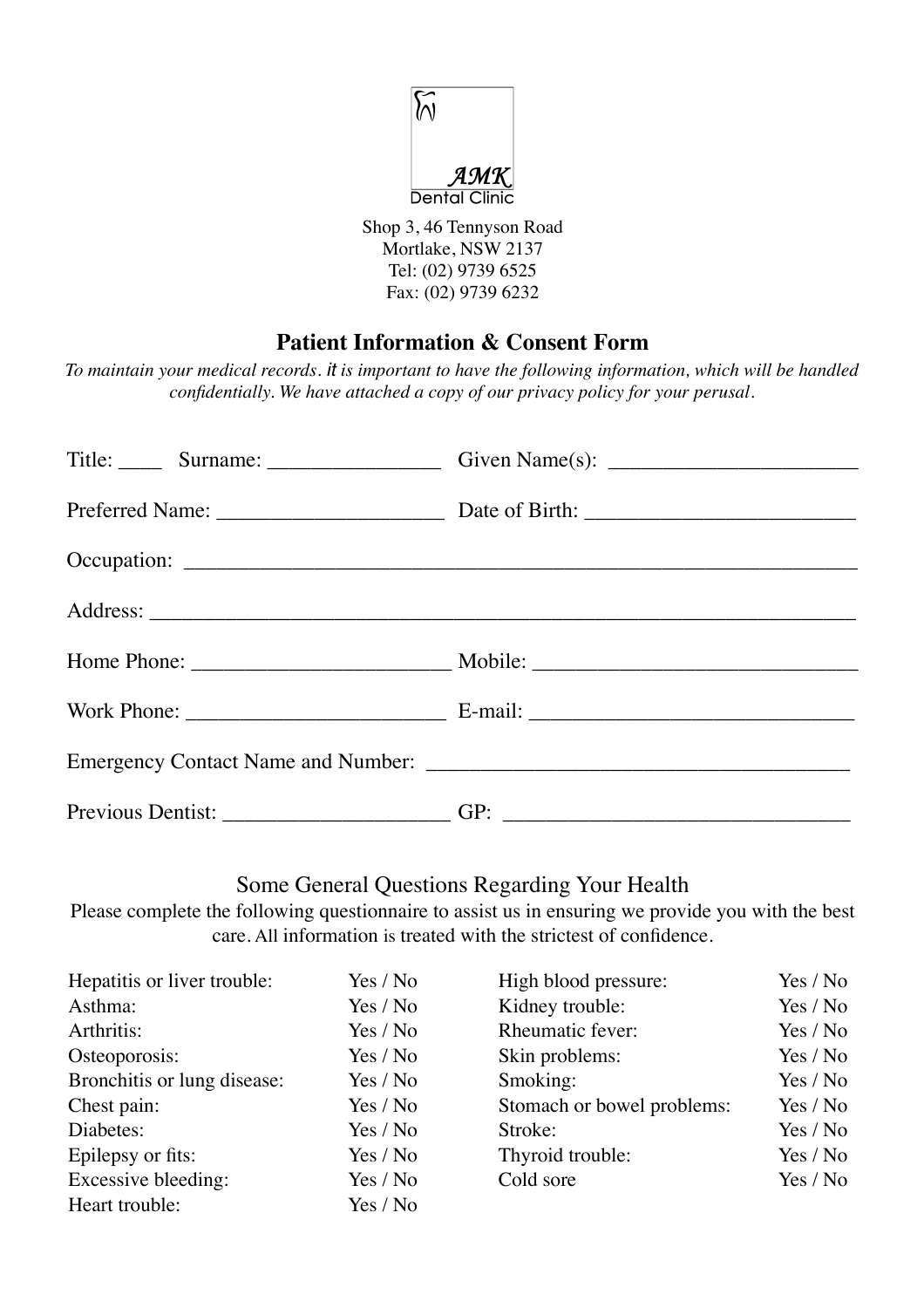AMK
Dental Clinic

Shop 3, 46 Tennyson Road
Mortlake, NSW 2137
Tel: (02) 9739 6525
Fax: (02) 9739 6232

## Patient Information & Consent Form

*To maintain your medical records. it is important to have the following information, which will be handled confidentially. We have attached a copy of our privacy policy for your perusal.*

Title: ____ Surname: ________________ Given Name(s): _______________________

Preferred Name: _____________________ Date of Birth: _________________________

Occupation: _______________________________________________________________

Address: __________________________________________________________________

Home Phone: ________________________ Mobile: ______________________________

Work Phone: ________________________ E-mail: ______________________________

Emergency Contact Name and Number: ______________________________________

Previous Dentist: _____________________ GP: ________________________________

### Some General Questions Regarding Your Health

Please complete the following questionnaire to assist us in ensuring we provide you with the best care. All information is treated with the strictest of confidence.

| | | | |
|---|---|---|---|
| Hepatitis or liver trouble: | Yes / No | High blood pressure: | Yes / No |
| Asthma: | Yes / No | Kidney trouble: | Yes / No |
| Arthritis: | Yes / No | Rheumatic fever: | Yes / No |
| Osteoporosis: | Yes / No | Skin problems: | Yes / No |
| Bronchitis or lung disease: | Yes / No | Smoking: | Yes / No |
| Chest pain: | Yes / No | Stomach or bowel problems: | Yes / No |
| Diabetes: | Yes / No | Stroke: | Yes / No |
| Epilepsy or fits: | Yes / No | Thyroid trouble: | Yes / No |
| Excessive bleeding: | Yes / No | Cold sore | Yes / No |
| Heart trouble: | Yes / No | | |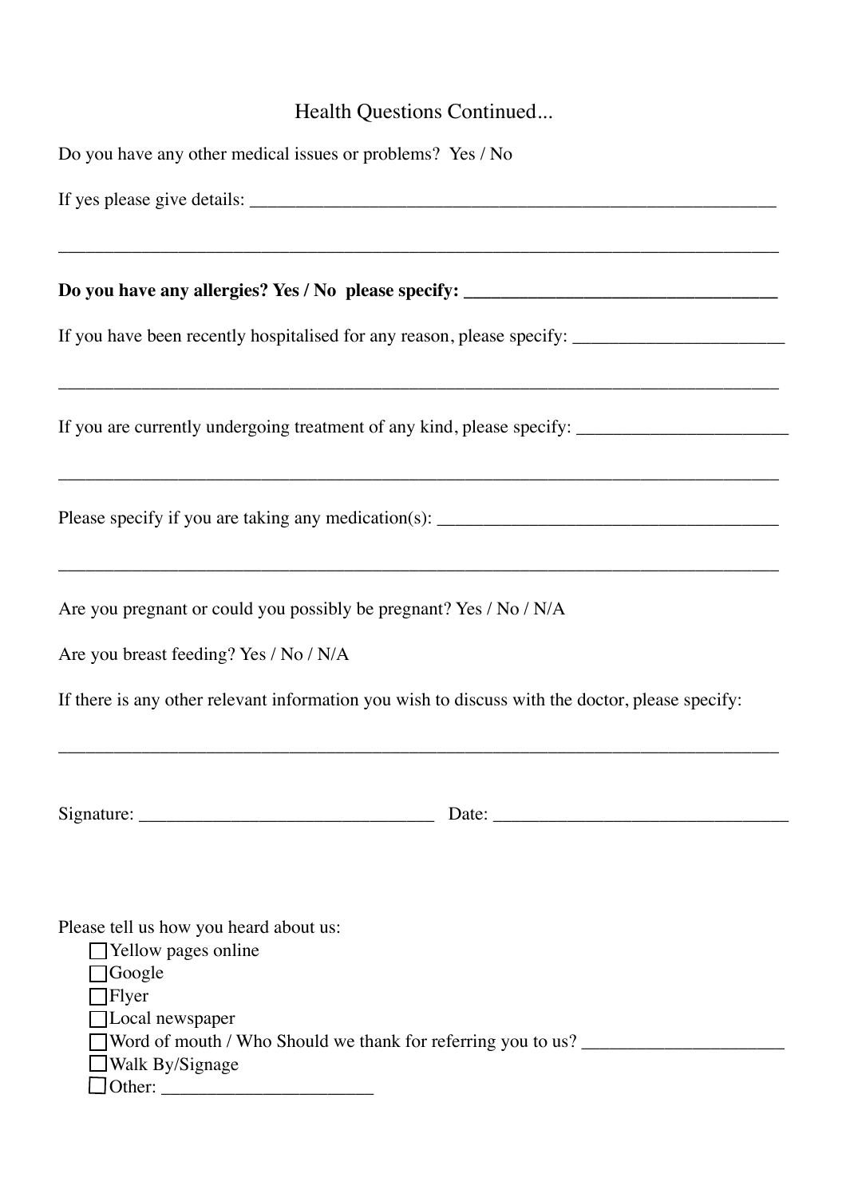# Health Questions Continued...

Do you have any other medical issues or problems? Yes / No

If yes please give details: ____________________________________________________________

________________________________________________________________________________

**Do you have any allergies? Yes / No please specify: ________________________________**

If you have been recently hospitalised for any reason, please specify: ______________________

________________________________________________________________________________

If you are currently undergoing treatment of any kind, please specify: ______________________

________________________________________________________________________________

Please specify if you are taking any medication(s): ____________________________________

________________________________________________________________________________

Are you pregnant or could you possibly be pregnant? Yes / No / N/A

Are you breast feeding? Yes / No / N/A

If there is any other relevant information you wish to discuss with the doctor, please specify:

________________________________________________________________________________

Signature: ________________________________ Date: ________________________________

Please tell us how you heard about us:

- ☐ Yellow pages online
- ☐ Google
- ☐ Flyer
- ☐ Local newspaper
- ☐ Word of mouth / Who Should we thank for referring you to us? _____________________
- ☐ Walk By/Signage
- ☐ Other: _______________________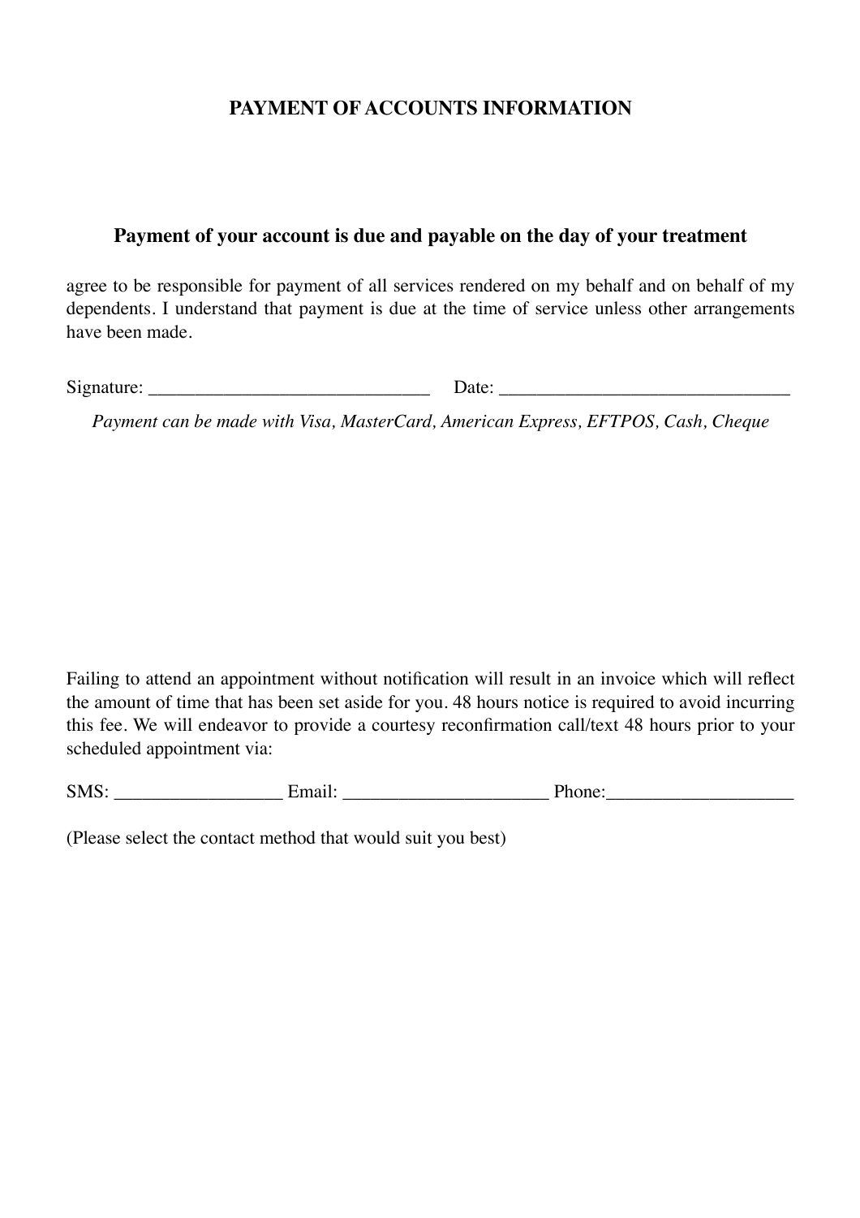# PAYMENT OF ACCOUNTS INFORMATION

## Payment of your account is due and payable on the day of your treatment

agree to be responsible for payment of all services rendered on my behalf and on behalf of my dependents. I understand that payment is due at the time of service unless other arrangements have been made.

Signature: ______________________________ Date: _______________________________

*Payment can be made with Visa, MasterCard, American Express, EFTPOS, Cash, Cheque*

Failing to attend an appointment without notification will result in an invoice which will reflect the amount of time that has been set aside for you. 48 hours notice is required to avoid incurring this fee. We will endeavor to provide a courtesy reconfirmation call/text 48 hours prior to your scheduled appointment via:

SMS: __________________ Email: ______________________ Phone:____________________

(Please select the contact method that would suit you best)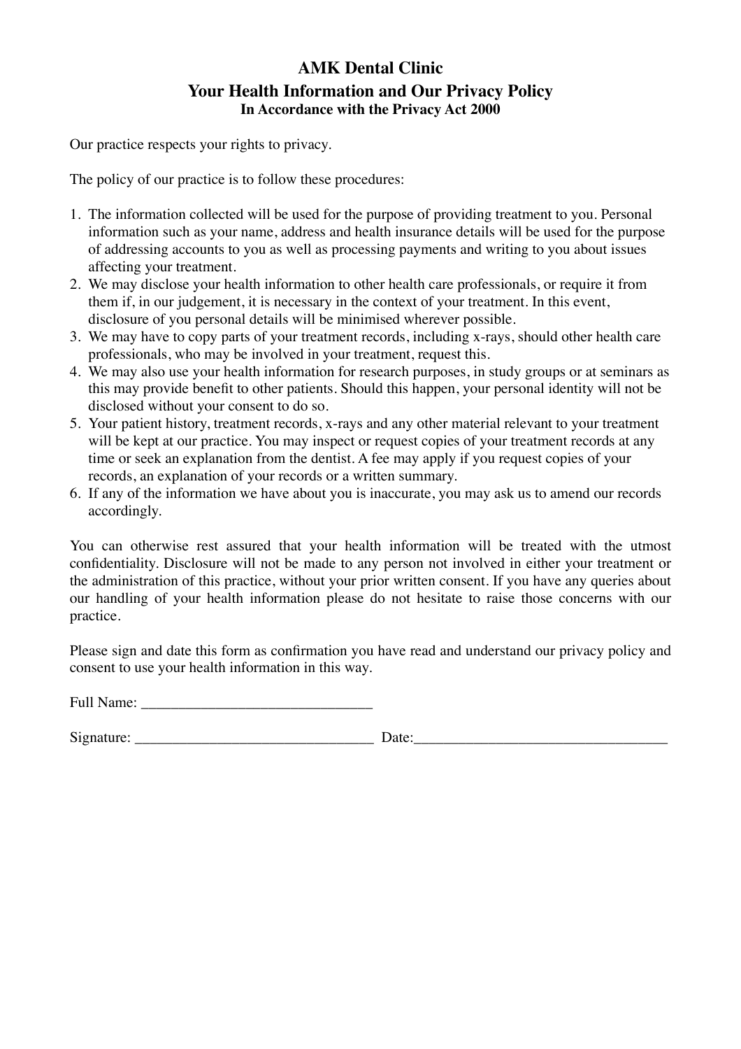# AMK Dental Clinic

## Your Health Information and Our Privacy Policy

### In Accordance with the Privacy Act 2000

Our practice respects your rights to privacy.

The policy of our practice is to follow these procedures:

1. The information collected will be used for the purpose of providing treatment to you. Personal information such as your name, address and health insurance details will be used for the purpose of addressing accounts to you as well as processing payments and writing to you about issues affecting your treatment.
2. We may disclose your health information to other health care professionals, or require it from them if, in our judgement, it is necessary in the context of your treatment. In this event, disclosure of you personal details will be minimised wherever possible.
3. We may have to copy parts of your treatment records, including x-rays, should other health care professionals, who may be involved in your treatment, request this.
4. We may also use your health information for research purposes, in study groups or at seminars as this may provide benefit to other patients. Should this happen, your personal identity will not be disclosed without your consent to do so.
5. Your patient history, treatment records, x-rays and any other material relevant to your treatment will be kept at our practice. You may inspect or request copies of your treatment records at any time or seek an explanation from the dentist. A fee may apply if you request copies of your records, an explanation of your records or a written summary.
6. If any of the information we have about you is inaccurate, you may ask us to amend our records accordingly.

You can otherwise rest assured that your health information will be treated with the utmost confidentiality. Disclosure will not be made to any person not involved in either your treatment or the administration of this practice, without your prior written consent. If you have any queries about our handling of your health information please do not hesitate to raise those concerns with our practice.

Please sign and date this form as confirmation you have read and understand our privacy policy and consent to use your health information in this way.

Full Name: _______________________________

Signature: ________________________________ Date:__________________________________